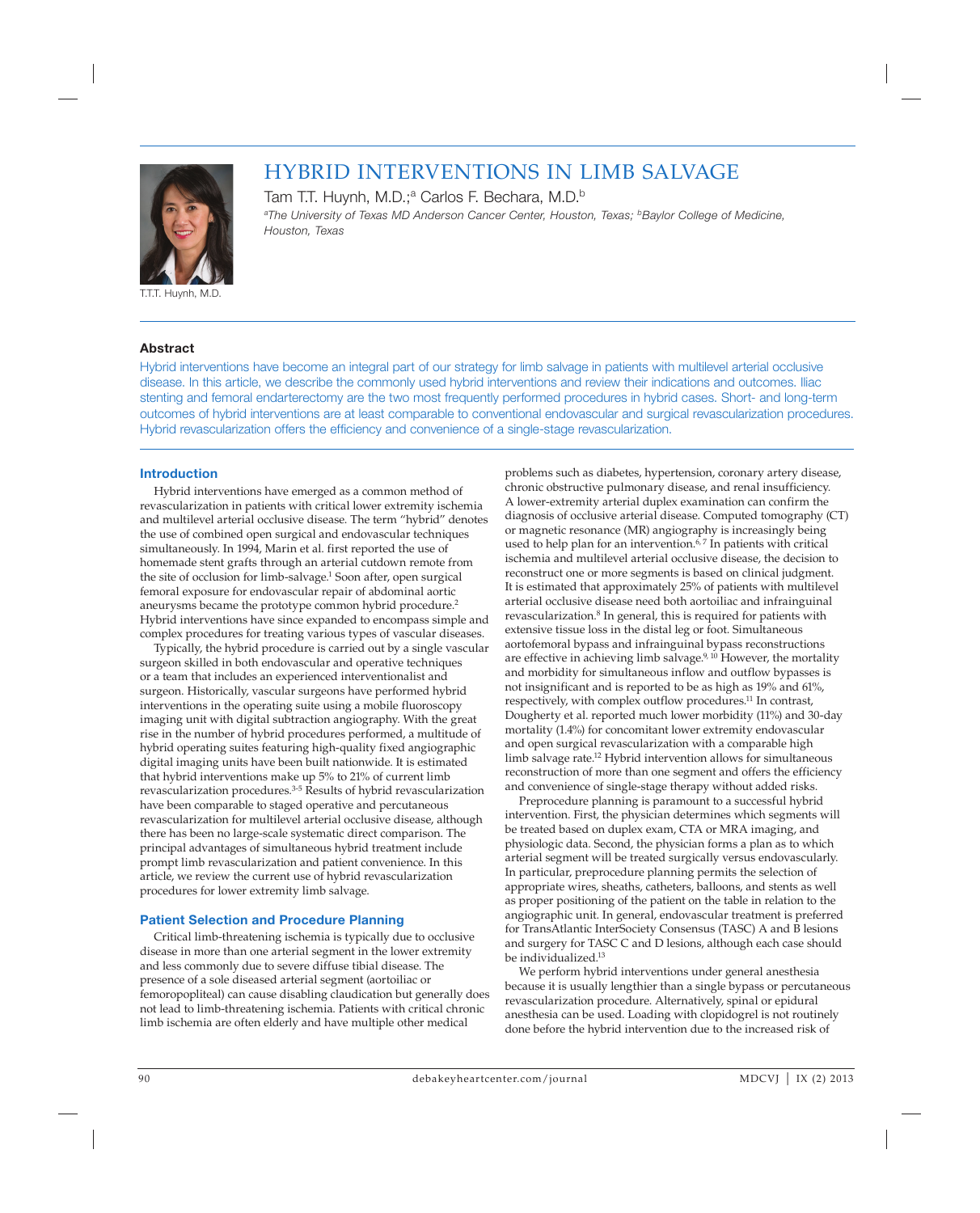# HYBRID INTERVENTIONS IN LIMB SALVAGE

Tam T.T. Huynh, M.D.;[a] Carlos F. Bechara, M.D.[b]

[a]*The University of Texas MD Anderson Cancer Center, Houston, Texas;* [b]*Baylor College of Medicine, Houston, Texas*

T.T.T. Huynh, M.D.

### Abstract

Hybrid interventions have become an integral part of our strategy for limb salvage in patients with multilevel arterial occlusive disease. In this article, we describe the commonly used hybrid interventions and review their indications and outcomes. Iliac stenting and femoral endarterectomy are the two most frequently performed procedures in hybrid cases. Short- and long-term outcomes of hybrid interventions are at least comparable to conventional endovascular and surgical revascularization procedures. Hybrid revascularization offers the efficiency and convenience of a single-stage revascularization.

## Introduction

Hybrid interventions have emerged as a common method of revascularization in patients with critical lower extremity ischemia and multilevel arterial occlusive disease. The term "hybrid" denotes the use of combined open surgical and endovascular techniques simultaneously. In 1994, Marin et al. first reported the use of homemade stent grafts through an arterial cutdown remote from the site of occlusion for limb-salvage.[1] Soon after, open surgical femoral exposure for endovascular repair of abdominal aortic aneurysms became the prototype common hybrid procedure.[2] Hybrid interventions have since expanded to encompass simple and complex procedures for treating various types of vascular diseases.

Typically, the hybrid procedure is carried out by a single vascular surgeon skilled in both endovascular and operative techniques or a team that includes an experienced interventionalist and surgeon. Historically, vascular surgeons have performed hybrid interventions in the operating suite using a mobile fluoroscopy imaging unit with digital subtraction angiography. With the great rise in the number of hybrid procedures performed, a multitude of hybrid operating suites featuring high-quality fixed angiographic digital imaging units have been built nationwide. It is estimated that hybrid interventions make up 5% to 21% of current limb revascularization procedures.[3-5] Results of hybrid revascularization have been comparable to staged operative and percutaneous revascularization for multilevel arterial occlusive disease, although there has been no large-scale systematic direct comparison. The principal advantages of simultaneous hybrid treatment include prompt limb revascularization and patient convenience. In this article, we review the current use of hybrid revascularization procedures for lower extremity limb salvage.

## Patient Selection and Procedure Planning

Critical limb-threatening ischemia is typically due to occlusive disease in more than one arterial segment in the lower extremity and less commonly due to severe diffuse tibial disease. The presence of a sole diseased arterial segment (aortoiliac or femoropopliteal) can cause disabling claudication but generally does not lead to limb-threatening ischemia. Patients with critical chronic limb ischemia are often elderly and have multiple other medical problems such as diabetes, hypertension, coronary artery disease, chronic obstructive pulmonary disease, and renal insufficiency. A lower-extremity arterial duplex examination can confirm the diagnosis of occlusive arterial disease. Computed tomography (CT) or magnetic resonance (MR) angiography is increasingly being used to help plan for an intervention.[6,7] In patients with critical ischemia and multilevel arterial occlusive disease, the decision to reconstruct one or more segments is based on clinical judgment. It is estimated that approximately 25% of patients with multilevel arterial occlusive disease need both aortoiliac and infrainguinal revascularization.[8] In general, this is required for patients with extensive tissue loss in the distal leg or foot. Simultaneous aortofemoral bypass and infrainguinal bypass reconstructions are effective in achieving limb salvage.[9,10] However, the mortality and morbidity for simultaneous inflow and outflow bypasses is not insignificant and is reported to be as high as 19% and 61%, respectively, with complex outflow procedures.[11] In contrast, Dougherty et al. reported much lower morbidity (11%) and 30-day mortality (1.4%) for concomitant lower extremity endovascular and open surgical revascularization with a comparable high limb salvage rate.[12] Hybrid intervention allows for simultaneous reconstruction of more than one segment and offers the efficiency and convenience of single-stage therapy without added risks.

Preprocedure planning is paramount to a successful hybrid intervention. First, the physician determines which segments will be treated based on duplex exam, CTA or MRA imaging, and physiologic data. Second, the physician forms a plan as to which arterial segment will be treated surgically versus endovascularly. In particular, preprocedure planning permits the selection of appropriate wires, sheaths, catheters, balloons, and stents as well as proper positioning of the patient on the table in relation to the angiographic unit. In general, endovascular treatment is preferred for TransAtlantic InterSociety Consensus (TASC) A and B lesions and surgery for TASC C and D lesions, although each case should be individualized.[13]

We perform hybrid interventions under general anesthesia because it is usually lengthier than a single bypass or percutaneous revascularization procedure. Alternatively, spinal or epidural anesthesia can be used. Loading with clopidogrel is not routinely done before the hybrid intervention due to the increased risk of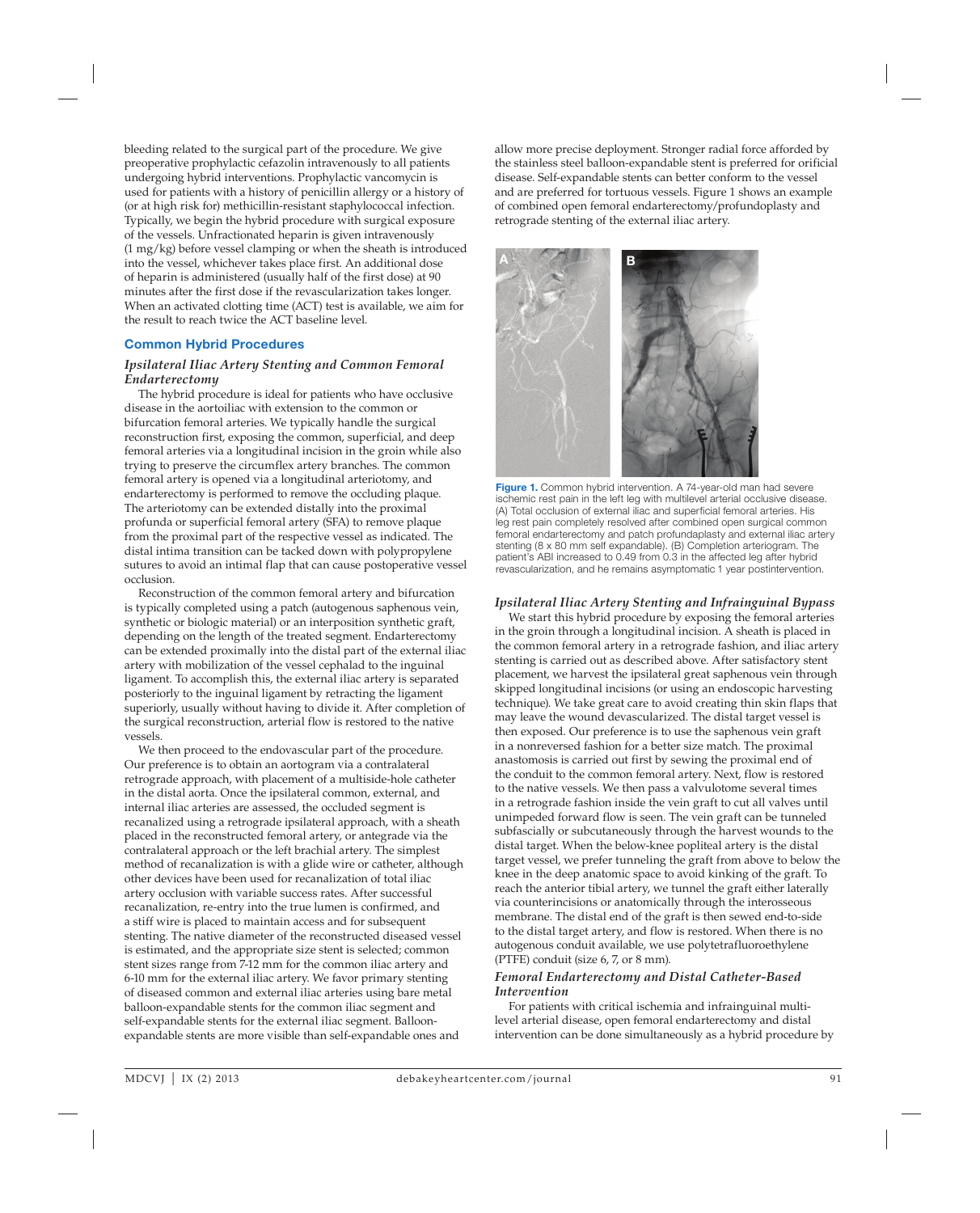bleeding related to the surgical part of the procedure. We give preoperative prophylactic cefazolin intravenously to all patients undergoing hybrid interventions. Prophylactic vancomycin is used for patients with a history of penicillin allergy or a history of (or at high risk for) methicillin-resistant staphylococcal infection. Typically, we begin the hybrid procedure with surgical exposure of the vessels. Unfractionated heparin is given intravenously (1 mg/kg) before vessel clamping or when the sheath is introduced into the vessel, whichever takes place first. An additional dose of heparin is administered (usually half of the first dose) at 90 minutes after the first dose if the revascularization takes longer. When an activated clotting time (ACT) test is available, we aim for the result to reach twice the ACT baseline level.

## Common Hybrid Procedures

### *Ipsilateral Iliac Artery Stenting and Common Femoral Endarterectomy*

The hybrid procedure is ideal for patients who have occlusive disease in the aortoiliac with extension to the common or bifurcation femoral arteries. We typically handle the surgical reconstruction first, exposing the common, superficial, and deep femoral arteries via a longitudinal incision in the groin while also trying to preserve the circumflex artery branches. The common femoral artery is opened via a longitudinal arteriotomy, and endarterectomy is performed to remove the occluding plaque. The arteriotomy can be extended distally into the proximal profunda or superficial femoral artery (SFA) to remove plaque from the proximal part of the respective vessel as indicated. The distal intima transition can be tacked down with polypropylene sutures to avoid an intimal flap that can cause postoperative vessel occlusion.

Reconstruction of the common femoral artery and bifurcation is typically completed using a patch (autogenous saphenous vein, synthetic or biologic material) or an interposition synthetic graft, depending on the length of the treated segment. Endarterectomy can be extended proximally into the distal part of the external iliac artery with mobilization of the vessel cephalad to the inguinal ligament. To accomplish this, the external iliac artery is separated posteriorly to the inguinal ligament by retracting the ligament superiorly, usually without having to divide it. After completion of the surgical reconstruction, arterial flow is restored to the native vessels.

We then proceed to the endovascular part of the procedure. Our preference is to obtain an aortogram via a contralateral retrograde approach, with placement of a multiside-hole catheter in the distal aorta. Once the ipsilateral common, external, and internal iliac arteries are assessed, the occluded segment is recanalized using a retrograde ipsilateral approach, with a sheath placed in the reconstructed femoral artery, or antegrade via the contralateral approach or the left brachial artery. The simplest method of recanalization is with a glide wire or catheter, although other devices have been used for recanalization of total iliac artery occlusion with variable success rates. After successful recanalization, re-entry into the true lumen is confirmed, and a stiff wire is placed to maintain access and for subsequent stenting. The native diameter of the reconstructed diseased vessel is estimated, and the appropriate size stent is selected; common stent sizes range from 7-12 mm for the common iliac artery and 6-10 mm for the external iliac artery. We favor primary stenting of diseased common and external iliac arteries using bare metal balloon-expandable stents for the common iliac segment and self-expandable stents for the external iliac segment. Balloon-expandable stents are more visible than self-expandable ones and allow more precise deployment. Stronger radial force afforded by the stainless steel balloon-expandable stent is preferred for orificial disease. Self-expandable stents can better conform to the vessel and are preferred for tortuous vessels. Figure 1 shows an example of combined open femoral endarterectomy/profundoplasty and retrograde stenting of the external iliac artery.

**Figure 1.** Common hybrid intervention. A 74-year-old man had severe ischemic rest pain in the left leg with multilevel arterial occlusive disease. (A) Total occlusion of external iliac and superficial femoral arteries. His leg rest pain completely resolved after combined open surgical common femoral endarterectomy and patch profundaplasty and external iliac artery stenting (8 x 80 mm self expandable). (B) Completion arteriogram. The patient's ABI increased to 0.49 from 0.3 in the affected leg after hybrid revascularization, and he remains asymptomatic 1 year postintervention.

### *Ipsilateral Iliac Artery Stenting and Infrainguinal Bypass*

We start this hybrid procedure by exposing the femoral arteries in the groin through a longitudinal incision. A sheath is placed in the common femoral artery in a retrograde fashion, and iliac artery stenting is carried out as described above. After satisfactory stent placement, we harvest the ipsilateral great saphenous vein through skipped longitudinal incisions (or using an endoscopic harvesting technique). We take great care to avoid creating thin skin flaps that may leave the wound devascularized. The distal target vessel is then exposed. Our preference is to use the saphenous vein graft in a nonreversed fashion for a better size match. The proximal anastomosis is carried out first by sewing the proximal end of the conduit to the common femoral artery. Next, flow is restored to the native vessels. We then pass a valvulotome several times in a retrograde fashion inside the vein graft to cut all valves until unimpeded forward flow is seen. The vein graft can be tunneled subfascially or subcutaneously through the harvest wounds to the distal target. When the below-knee popliteal artery is the distal target vessel, we prefer tunneling the graft from above to below the knee in the deep anatomic space to avoid kinking of the graft. To reach the anterior tibial artery, we tunnel the graft either laterally via counterincisions or anatomically through the interosseous membrane. The distal end of the graft is then sewed end-to-side to the distal target artery, and flow is restored. When there is no autogenous conduit available, we use polytetrafluoroethylene (PTFE) conduit (size 6, 7, or 8 mm).

### *Femoral Endarterectomy and Distal Catheter-Based Intervention*

For patients with critical ischemia and infrainguinal multi-level arterial disease, open femoral endarterectomy and distal intervention can be done simultaneously as a hybrid procedure by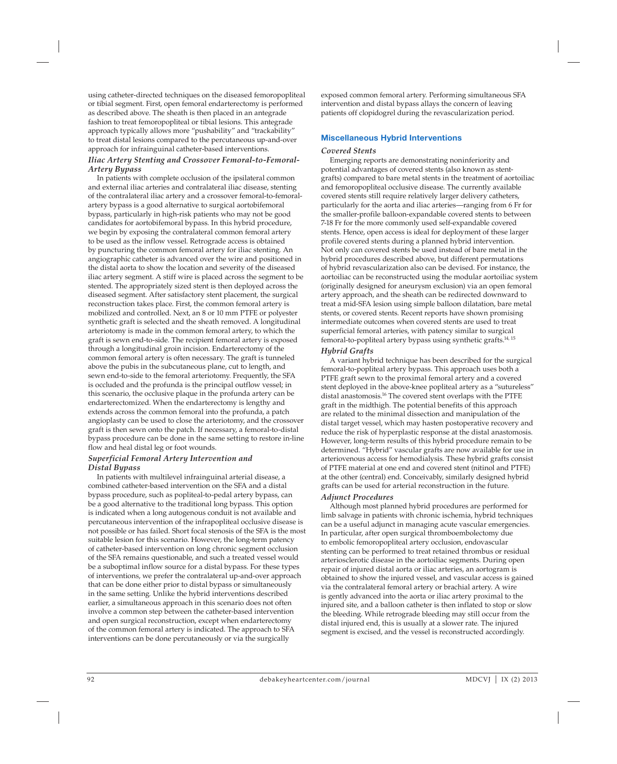using catheter-directed techniques on the diseased femoropopliteal or tibial segment. First, open femoral endarterectomy is performed as described above. The sheath is then placed in an antegrade fashion to treat femoropopliteal or tibial lesions. This antegrade approach typically allows more "pushability" and "trackability" to treat distal lesions compared to the percutaneous up-and-over approach for infrainguinal catheter-based interventions.

### *Iliac Artery Stenting and Crossover Femoral-to-Femoral-Artery Bypass*

In patients with complete occlusion of the ipsilateral common and external iliac arteries and contralateral iliac disease, stenting of the contralateral iliac artery and a crossover femoral-to-femoral-artery bypass is a good alternative to surgical aortobifemoral bypass, particularly in high-risk patients who may not be good candidates for aortobifemoral bypass. In this hybrid procedure, we begin by exposing the contralateral common femoral artery to be used as the inflow vessel. Retrograde access is obtained by puncturing the common femoral artery for iliac stenting. An angiographic catheter is advanced over the wire and positioned in the distal aorta to show the location and severity of the diseased iliac artery segment. A stiff wire is placed across the segment to be stented. The appropriately sized stent is then deployed across the diseased segment. After satisfactory stent placement, the surgical reconstruction takes place. First, the common femoral artery is mobilized and controlled. Next, an 8 or 10 mm PTFE or polyester synthetic graft is selected and the sheath removed. A longitudinal arteriotomy is made in the common femoral artery, to which the graft is sewn end-to-side. The recipient femoral artery is exposed through a longitudinal groin incision. Endarterectomy of the common femoral artery is often necessary. The graft is tunneled above the pubis in the subcutaneous plane, cut to length, and sewn end-to-side to the femoral arteriotomy. Frequently, the SFA is occluded and the profunda is the principal outflow vessel; in this scenario, the occlusive plaque in the profunda artery can be endarterectomized. When the endarterectomy is lengthy and extends across the common femoral into the profunda, a patch angioplasty can be used to close the arteriotomy, and the crossover graft is then sewn onto the patch. If necessary, a femoral-to-distal bypass procedure can be done in the same setting to restore in-line flow and heal distal leg or foot wounds.

### *Superficial Femoral Artery Intervention and Distal Bypass*

In patients with multilevel infrainguinal arterial disease, a combined catheter-based intervention on the SFA and a distal bypass procedure, such as popliteal-to-pedal artery bypass, can be a good alternative to the traditional long bypass. This option is indicated when a long autogenous conduit is not available and percutaneous intervention of the infrapopliteal occlusive disease is not possible or has failed. Short focal stenosis of the SFA is the most suitable lesion for this scenario. However, the long-term patency of catheter-based intervention on long chronic segment occlusion of the SFA remains questionable, and such a treated vessel would be a suboptimal inflow source for a distal bypass. For these types of interventions, we prefer the contralateral up-and-over approach that can be done either prior to distal bypass or simultaneously in the same setting. Unlike the hybrid interventions described earlier, a simultaneous approach in this scenario does not often involve a common step between the catheter-based intervention and open surgical reconstruction, except when endarterectomy of the common femoral artery is indicated. The approach to SFA interventions can be done percutaneously or via the surgically exposed common femoral artery. Performing simultaneous SFA intervention and distal bypass allays the concern of leaving patients off clopidogrel during the revascularization period.

## Miscellaneous Hybrid Interventions

### *Covered Stents*

Emerging reports are demonstrating noninferiority and potential advantages of covered stents (also known as stent-grafts) compared to bare metal stents in the treatment of aortoiliac and femoropopliteal occlusive disease. The currently available covered stents still require relatively larger delivery catheters, particularly for the aorta and iliac arteries—ranging from 6 Fr for the smaller-profile balloon-expandable covered stents to between 7-18 Fr for the more commonly used self-expandable covered stents. Hence, open access is ideal for deployment of these larger profile covered stents during a planned hybrid intervention. Not only can covered stents be used instead of bare metal in the hybrid procedures described above, but different permutations of hybrid revascularization also can be devised. For instance, the aortoiliac can be reconstructed using the modular aortoiliac system (originally designed for aneurysm exclusion) via an open femoral artery approach, and the sheath can be redirected downward to treat a mid-SFA lesion using simple balloon dilatation, bare metal stents, or covered stents. Recent reports have shown promising intermediate outcomes when covered stents are used to treat superficial femoral arteries, with patency similar to surgical femoral-to-popliteal artery bypass using synthetic grafts.[14, 15]

### *Hybrid Grafts*

A variant hybrid technique has been described for the surgical femoral-to-popliteal artery bypass. This approach uses both a PTFE graft sewn to the proximal femoral artery and a covered stent deployed in the above-knee popliteal artery as a "sutureless" distal anastomosis.[16] The covered stent overlaps with the PTFE graft in the midthigh. The potential benefits of this approach are related to the minimal dissection and manipulation of the distal target vessel, which may hasten postoperative recovery and reduce the risk of hyperplastic response at the distal anastomosis. However, long-term results of this hybrid procedure remain to be determined. "Hybrid" vascular grafts are now available for use in arteriovenous access for hemodialysis. These hybrid grafts consist of PTFE material at one end and covered stent (nitinol and PTFE) at the other (central) end. Conceivably, similarly designed hybrid grafts can be used for arterial reconstruction in the future.

### *Adjunct Procedures*

Although most planned hybrid procedures are performed for limb salvage in patients with chronic ischemia, hybrid techniques can be a useful adjunct in managing acute vascular emergencies. In particular, after open surgical thromboembolectomy due to embolic femoropopliteal artery occlusion, endovascular stenting can be performed to treat retained thrombus or residual arteriosclerotic disease in the aortoiliac segments. During open repair of injured distal aorta or iliac arteries, an aortogram is obtained to show the injured vessel, and vascular access is gained via the contralateral femoral artery or brachial artery. A wire is gently advanced into the aorta or iliac artery proximal to the injured site, and a balloon catheter is then inflated to stop or slow the bleeding. While retrograde bleeding may still occur from the distal injured end, this is usually at a slower rate. The injured segment is excised, and the vessel is reconstructed accordingly.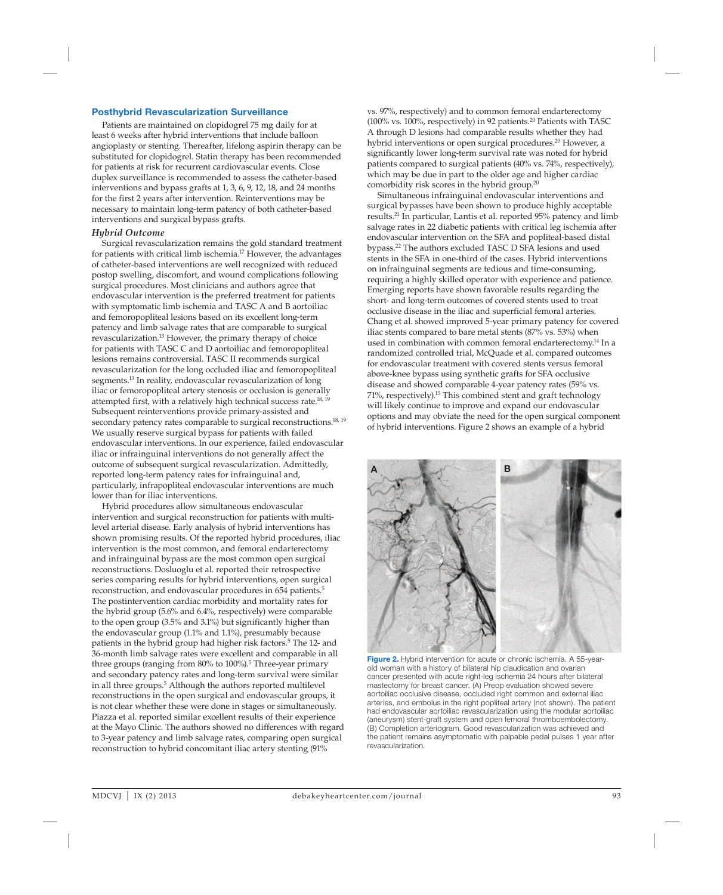## Posthybrid Revascularization Surveillance

Patients are maintained on clopidogrel 75 mg daily for at least 6 weeks after hybrid interventions that include balloon angioplasty or stenting. Thereafter, lifelong aspirin therapy can be substituted for clopidogrel. Statin therapy has been recommended for patients at risk for recurrent cardiovascular events. Close duplex surveillance is recommended to assess the catheter-based interventions and bypass grafts at 1, 3, 6, 9, 12, 18, and 24 months for the first 2 years after intervention. Reinterventions may be necessary to maintain long-term patency of both catheter-based interventions and surgical bypass grafts.

### *Hybrid Outcome*

Surgical revascularization remains the gold standard treatment for patients with critical limb ischemia.[17] However, the advantages of catheter-based interventions are well recognized with reduced postop swelling, discomfort, and wound complications following surgical procedures. Most clinicians and authors agree that endovascular intervention is the preferred treatment for patients with symptomatic limb ischemia and TASC A and B aortoiliac and femoropopliteal lesions based on its excellent long-term patency and limb salvage rates that are comparable to surgical revascularization.[13] However, the primary therapy of choice for patients with TASC C and D aortoiliac and femoropopliteal lesions remains controversial. TASC II recommends surgical revascularization for the long occluded iliac and femoropopliteal segments.[13] In reality, endovascular revascularization of long iliac or femoropopliteal artery stenosis or occlusion is generally attempted first, with a relatively high technical success rate.[18, 19] Subsequent reinterventions provide primary-assisted and secondary patency rates comparable to surgical reconstructions.[18, 19] We usually reserve surgical bypass for patients with failed endovascular interventions. In our experience, failed endovascular iliac or infrainguinal interventions do not generally affect the outcome of subsequent surgical revascularization. Admittedly, reported long-term patency rates for infrainguinal and, particularly, infrapopliteal endovascular interventions are much lower than for iliac interventions.

Hybrid procedures allow simultaneous endovascular intervention and surgical reconstruction for patients with multilevel arterial disease. Early analysis of hybrid interventions has shown promising results. Of the reported hybrid procedures, iliac intervention is the most common, and femoral endarterectomy and infrainguinal bypass are the most common open surgical reconstructions. Dosluoglu et al. reported their retrospective series comparing results for hybrid interventions, open surgical reconstruction, and endovascular procedures in 654 patients.[5] The postintervention cardiac morbidity and mortality rates for the hybrid group (5.6% and 6.4%, respectively) were comparable to the open group (3.5% and 3.1%) but significantly higher than the endovascular group (1.1% and 1.1%), presumably because patients in the hybrid group had higher risk factors.[5] The 12- and 36-month limb salvage rates were excellent and comparable in all three groups (ranging from 80% to 100%).[5] Three-year primary and secondary patency rates and long-term survival were similar in all three groups.[5] Although the authors reported multilevel reconstructions in the open surgical and endovascular groups, it is not clear whether these were done in stages or simultaneously. Piazza et al. reported similar excellent results of their experience at the Mayo Clinic. The authors showed no differences with regard to 3-year patency and limb salvage rates, comparing open surgical reconstruction to hybrid concomitant iliac artery stenting (91% vs. 97%, respectively) and to common femoral endarterectomy (100% vs. 100%, respectively) in 92 patients.[20] Patients with TASC A through D lesions had comparable results whether they had hybrid interventions or open surgical procedures.[20] However, a significantly lower long-term survival rate was noted for hybrid patients compared to surgical patients (40% vs. 74%, respectively), which may be due in part to the older age and higher cardiac comorbidity risk scores in the hybrid group.[20]

Simultaneous infrainguinal endovascular interventions and surgical bypasses have been shown to produce highly acceptable results.[21] In particular, Lantis et al. reported 95% patency and limb salvage rates in 22 diabetic patients with critical leg ischemia after endovascular intervention on the SFA and popliteal-based distal bypass.[22] The authors excluded TASC D SFA lesions and used stents in the SFA in one-third of the cases. Hybrid interventions on infrainguinal segments are tedious and time-consuming, requiring a highly skilled operator with experience and patience. Emerging reports have shown favorable results regarding the short- and long-term outcomes of covered stents used to treat occlusive disease in the iliac and superficial femoral arteries. Chang et al. showed improved 5-year primary patency for covered iliac stents compared to bare metal stents (87% vs. 53%) when used in combination with common femoral endarterectomy.[14] In a randomized controlled trial, McQuade et al. compared outcomes for endovascular treatment with covered stents versus femoral above-knee bypass using synthetic grafts for SFA occlusive disease and showed comparable 4-year patency rates (59% vs. 71%, respectively).[15] This combined stent and graft technology will likely continue to improve and expand our endovascular options and may obviate the need for the open surgical component of hybrid interventions. Figure 2 shows an example of a hybrid

**Figure 2.** Hybrid intervention for acute or chronic ischemia. A 55-year-old woman with a history of bilateral hip claudication and ovarian cancer presented with acute right-leg ischemia 24 hours after bilateral mastectomy for breast cancer. (A) Preop evaluation showed severe aortoiliac occlusive disease, occluded right common and external iliac arteries, and embolus in the right popliteal artery (not shown). The patient had endovascular aortoiliac revascularization using the modular aortoiliac (aneurysm) stent-graft system and open femoral thromboembolectomy. (B) Completion arteriogram. Good revascularization was achieved and the patient remains asymptomatic with palpable pedal pulses 1 year after revascularization.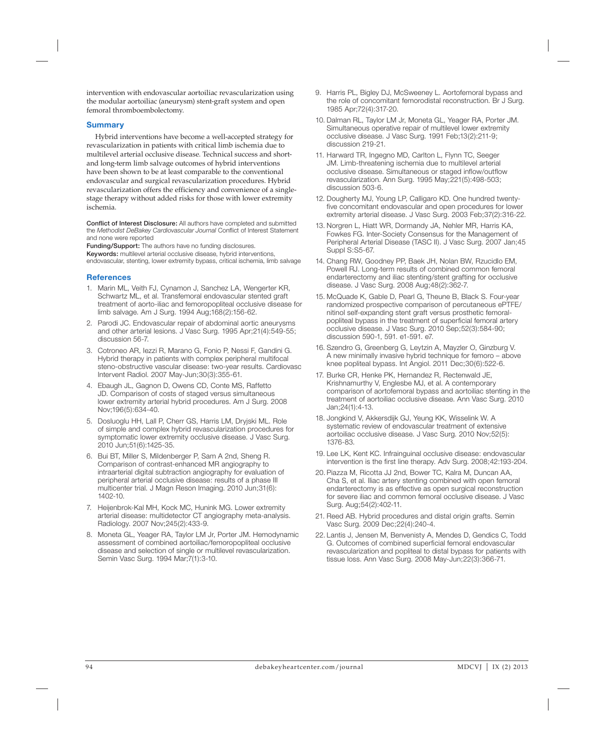intervention with endovascular aortoiliac revascularization using the modular aortoiliac (aneurysm) stent-graft system and open femoral thromboembolectomy.

## Summary

Hybrid interventions have become a well-accepted strategy for revascularization in patients with critical limb ischemia due to multilevel arterial occlusive disease. Technical success and short- and long-term limb salvage outcomes of hybrid interventions have been shown to be at least comparable to the conventional endovascular and surgical revascularization procedures. Hybrid revascularization offers the efficiency and convenience of a single-stage therapy without added risks for those with lower extremity ischemia.

**Conflict of Interest Disclosure:** All authors have completed and submitted the *Methodist DeBakey Cardiovascular Journal* Conflict of Interest Statement and none were reported

**Funding/Support:** The authors have no funding disclosures.

**Keywords:** multilevel arterial occlusive disease, hybrid interventions, endovascular, stenting, lower extremity bypass, critical ischemia, limb salvage

## References

1. Marin ML, Veith FJ, Cynamon J, Sanchez LA, Wengerter KR, Schwartz ML, et al. Transfemoral endovascular stented graft treatment of aorto-iliac and femoropopliteal occlusive disease for limb salvage. Am J Surg. 1994 Aug;168(2):156-62.
2. Parodi JC. Endovascular repair of abdominal aortic aneurysms and other arterial lesions. J Vasc Surg. 1995 Apr;21(4):549-55; discussion 56-7.
3. Cotroneo AR, Iezzi R, Marano G, Fonio P, Nessi F, Gandini G. Hybrid therapy in patients with complex peripheral multifocal steno-obstructive vascular disease: two-year results. Cardiovasc Intervent Radiol. 2007 May-Jun;30(3):355-61.
4. Ebaugh JL, Gagnon D, Owens CD, Conte MS, Raffetto JD. Comparison of costs of staged versus simultaneous lower extremity arterial hybrid procedures. Am J Surg. 2008 Nov;196(5):634-40.
5. Dosluoglu HH, Lall P, Cherr GS, Harris LM, Dryjski ML. Role of simple and complex hybrid revascularization procedures for symptomatic lower extremity occlusive disease. J Vasc Surg. 2010 Jun;51(6):1425-35.
6. Bui BT, Miller S, Mildenberger P, Sam A 2nd, Sheng R. Comparison of contrast-enhanced MR angiography to intraarterial digital subtraction angiography for evaluation of peripheral arterial occlusive disease: results of a phase III multicenter trial. J Magn Reson Imaging. 2010 Jun;31(6): 1402-10.
7. Heijenbrok-Kal MH, Kock MC, Hunink MG. Lower extremity arterial disease: multidetector CT angiography meta-analysis. Radiology. 2007 Nov;245(2):433-9.
8. Moneta GL, Yeager RA, Taylor LM Jr, Porter JM. Hemodynamic assessment of combined aortoiliac/femoropopliteal occlusive disease and selection of single or multilevel revascularization. Semin Vasc Surg. 1994 Mar;7(1):3-10.
9. Harris PL, Bigley DJ, McSweeney L. Aortofemoral bypass and the role of concomitant femorodistal reconstruction. Br J Surg. 1985 Apr;72(4):317-20.
10. Dalman RL, Taylor LM Jr, Moneta GL, Yeager RA, Porter JM. Simultaneous operative repair of multilevel lower extremity occlusive disease. J Vasc Surg. 1991 Feb;13(2):211-9; discussion 219-21.
11. Harward TR, Ingegno MD, Carlton L, Flynn TC, Seeger JM. Limb-threatening ischemia due to multilevel arterial occlusive disease. Simultaneous or staged inflow/outflow revascularization. Ann Surg. 1995 May;221(5):498-503; discussion 503-6.
12. Dougherty MJ, Young LP, Calligaro KD. One hundred twenty-five concomitant endovascular and open procedures for lower extremity arterial disease. J Vasc Surg. 2003 Feb;37(2):316-22.
13. Norgren L, Hiatt WR, Dormandy JA, Nehler MR, Harris KA, Fowkes FG. Inter-Society Consensus for the Management of Peripheral Arterial Disease (TASC II). J Vasc Surg. 2007 Jan;45 Suppl S:S5-67.
14. Chang RW, Goodney PP, Baek JH, Nolan BW, Rzucidlo EM, Powell RJ. Long-term results of combined common femoral endarterectomy and iliac stenting/stent grafting for occlusive disease. J Vasc Surg. 2008 Aug;48(2):362-7.
15. McQuade K, Gable D, Pearl G, Theune B, Black S. Four-year randomized prospective comparison of percutaneous ePTFE/ nitinol self-expanding stent graft versus prosthetic femoral-popliteal bypass in the treatment of superficial femoral artery occlusive disease. J Vasc Surg. 2010 Sep;52(3):584-90; discussion 590-1, 591. e1-591. e7.
16. Szendro G, Greenberg G, Leytzin A, Mayzler O, Ginzburg V. A new minimally invasive hybrid technique for femoro – above knee popliteal bypass. Int Angiol. 2011 Dec;30(6):522-6.
17. Burke CR, Henke PK, Hernandez R, Rectenwald JE, Krishnamurthy V, Englesbe MJ, et al. A contemporary comparison of aortofemoral bypass and aortoiliac stenting in the treatment of aortoiliac occlusive disease. Ann Vasc Surg. 2010 Jan;24(1):4-13.
18. Jongkind V, Akkersdijk GJ, Yeung KK, Wisselink W. A systematic review of endovascular treatment of extensive aortoiliac occlusive disease. J Vasc Surg. 2010 Nov;52(5): 1376-83.
19. Lee LK, Kent KC. Infrainguinal occlusive disease: endovascular intervention is the first line therapy. Adv Surg. 2008;42:193-204.
20. Piazza M, Ricotta JJ 2nd, Bower TC, Kalra M, Duncan AA, Cha S, et al. Iliac artery stenting combined with open femoral endarterectomy is as effective as open surgical reconstruction for severe iliac and common femoral occlusive disease. J Vasc Surg. Aug;54(2):402-11.
21. Reed AB. Hybrid procedures and distal origin grafts. Semin Vasc Surg. 2009 Dec;22(4):240-4.
22. Lantis J, Jensen M, Benvenisty A, Mendes D, Gendics C, Todd G. Outcomes of combined superficial femoral endovascular revascularization and popliteal to distal bypass for patients with tissue loss. Ann Vasc Surg. 2008 May-Jun;22(3):366-71.